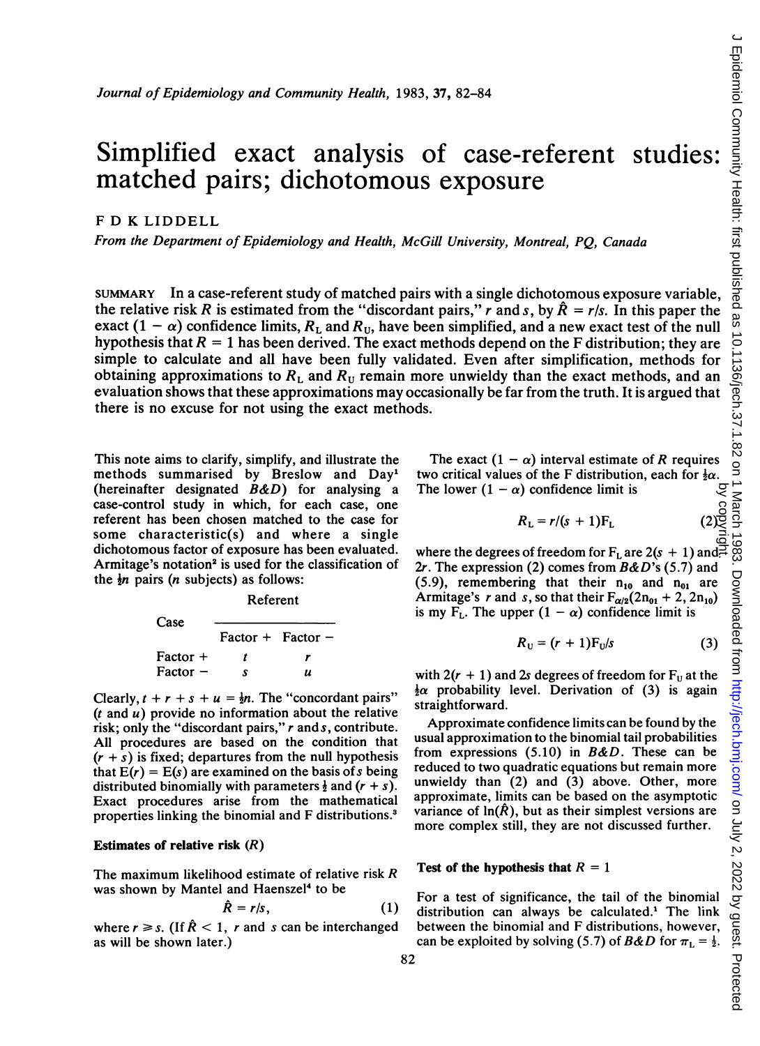# Simplified exact analysis of case-referent studies: matched pairs; dichotomous exposure

F D K LIDDELL

*From the Department of Epidemiology and Health, McGill University, Montreal, PQ, Canada*

SUMMARY In a case-referent study of matched pairs with a single dichotomous exposure variable, the relative risk $R$ is estimated from the "discordant pairs," $r$ and $s$, by $\hat{R} = r/s$. In this paper the exact $(1 - \alpha)$ confidence limits, $R_L$ and $R_U$, have been simplified, and a new exact test of the null hypothesis that $R = 1$ has been derived. The exact methods depend on the F distribution; they are simple to calculate and all have been fully validated. Even after simplification, methods for obtaining approximations to $R_L$ and $R_U$ remain more unwieldy than the exact methods, and an evaluation shows that these approximations may occasionally be far from the truth. It is argued that there is no excuse for not using the exact methods.

This note aims to clarify, simplify, and illustrate the methods summarised by Breslow and Day[1] (hereinafter designated *B&D*) for analysing a case-control study in which, for each case, one referent has been chosen matched to the case for some characteristic(s) and where a single dichotomous factor of exposure has been evaluated. Armitage's notation[2] is used for the classification of the $\frac{1}{2}n$ pairs ($n$ subjects) as follows:

| Case | Referent: Factor + | Referent: Factor − |
|---|---|---|
| Factor + | $t$ | $r$ |
| Factor − | $s$ | $u$ |

Clearly, $t + r + s + u = \frac{1}{2}n$. The "concordant pairs" ($t$ and $u$) provide no information about the relative risk; only the "discordant pairs," $r$ and $s$, contribute. All procedures are based on the condition that $(r + s)$ is fixed; departures from the null hypothesis that $E(r) = E(s)$ are examined on the basis of $s$ being distributed binomially with parameters $\frac{1}{2}$ and $(r + s)$. Exact procedures arise from the mathematical properties linking the binomial and F distributions.[3]

**Estimates of relative risk ($R$)**

The maximum likelihood estimate of relative risk $R$ was shown by Mantel and Haenszel[4] to be

$$\hat{R} = r/s, \qquad (1)$$

where $r \geqslant s$. (If $\hat{R} < 1$, $r$ and $s$ can be interchanged as will be shown later.)

The exact $(1 - \alpha)$ interval estimate of $R$ requires two critical values of the F distribution, each for $\frac{1}{2}\alpha$. The lower $(1 - \alpha)$ confidence limit is

$$R_L = r/(s + 1)F_L \qquad (2)$$

where the degrees of freedom for $F_L$ are $2(s + 1)$ and $2r$. The expression (2) comes from *B&D*'s (5.7) and (5.9), remembering that their $n_{10}$ and $n_{01}$ are Armitage's $r$ and $s$, so that their $F_{\alpha/2}(2n_{01} + 2, 2n_{10})$ is my $F_L$. The upper $(1 - \alpha)$ confidence limit is

$$R_U = (r + 1)F_U/s \qquad (3)$$

with $2(r + 1)$ and $2s$ degrees of freedom for $F_U$ at the $\frac{1}{2}\alpha$ probability level. Derivation of (3) is again straightforward.

Approximate confidence limits can be found by the usual approximation to the binomial tail probabilities from expressions (5.10) in *B&D*. These can be reduced to two quadratic equations but remain more unwieldy than (2) and (3) above. Other, more approximate, limits can be based on the asymptotic variance of $\ln(\hat{R})$, but as their simplest versions are more complex still, they are not discussed further.

**Test of the hypothesis that $R = 1$**

For a test of significance, the tail of the binomial distribution can always be calculated.[1] The link between the binomial and F distributions, however, can be exploited by solving (5.7) of *B&D* for $\pi_L = \frac{1}{2}$.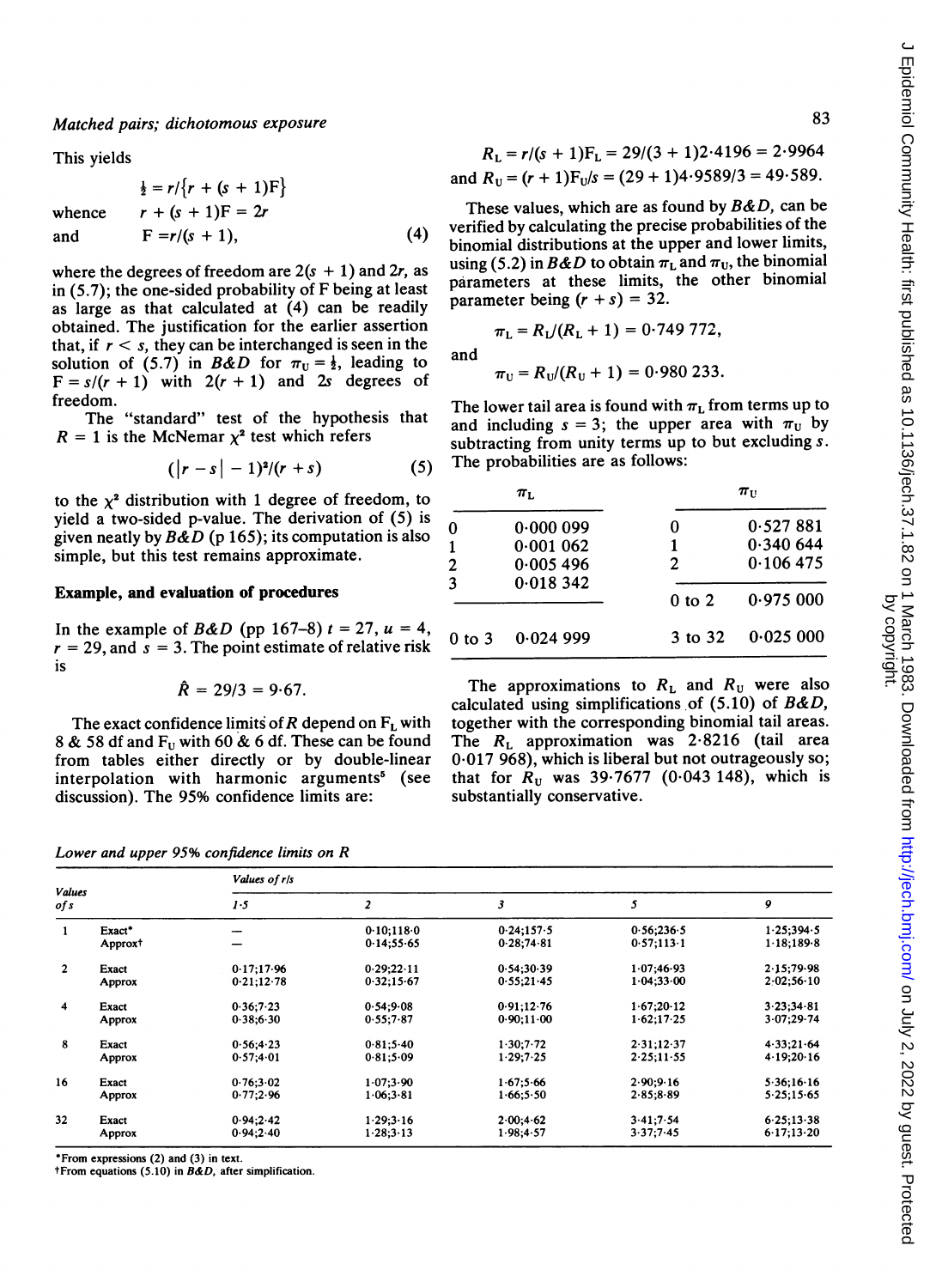*Matched pairs; dichotomous exposure*

This yields

$$\tfrac{1}{2} = r/\{r + (s+1)F\}$$

whence $\quad r + (s+1)F = 2r$

and $$F = r/(s+1), \tag{4}$$

where the degrees of freedom are $2(s+1)$ and $2r$, as in (5.7); the one-sided probability of F being at least as large as that calculated at (4) can be readily obtained. The justification for the earlier assertion that, if $r < s$, they can be interchanged is seen in the solution of (5.7) in *B&D* for $\pi_U = \tfrac{1}{2}$, leading to $F = s/(r+1)$ with $2(r+1)$ and $2s$ degrees of freedom.

The "standard" test of the hypothesis that $R = 1$ is the McNemar $\chi^2$ test which refers

$$(|r - s| - 1)^2/(r + s) \tag{5}$$

to the $\chi^2$ distribution with 1 degree of freedom, to yield a two-sided p-value. The derivation of (5) is given neatly by *B&D* (p 165); its computation is also simple, but this test remains approximate.

### Example, and evaluation of procedures

In the example of *B&D* (pp 167–8) $t = 27$, $u = 4$, $r = 29$, and $s = 3$. The point estimate of relative risk is

$$\hat{R} = 29/3 = 9{\cdot}67.$$

The exact confidence limits of $R$ depend on $F_L$ with 8 & 58 df and $F_U$ with 60 & 6 df. These can be found from tables either directly or by double-linear interpolation with harmonic arguments[5] (see discussion). The 95% confidence limits are:

$$R_L = r/(s+1)F_L = 29/(3+1)2{\cdot}4196 = 2{\cdot}9964$$

and $$R_U = (r+1)F_U/s = (29+1)4{\cdot}9589/3 = 49{\cdot}589.$$

These values, which are as found by *B&D*, can be verified by calculating the precise probabilities of the binomial distributions at the upper and lower limits, using (5.2) in *B&D* to obtain $\pi_L$ and $\pi_U$, the binomial parameters at these limits, the other binomial parameter being $(r + s) = 32$.

$$\pi_L = R_L/(R_L + 1) = 0{\cdot}749\,772,$$

and

$$\pi_U = R_U/(R_U + 1) = 0{\cdot}980\,233.$$

The lower tail area is found with $\pi_L$ from terms up to and including $s = 3$; the upper area with $\pi_U$ by subtracting from unity terms up to but excluding $s$. The probabilities are as follows:

| | $\pi_L$ | | $\pi_U$ |
|---|---|---|---|
| 0 | 0·000 099 | 0 | 0·527 881 |
| 1 | 0·001 062 | 1 | 0·340 644 |
| 2 | 0·005 496 | 2 | 0·106 475 |
| 3 | 0·018 342 | 0 to 2 | 0·975 000 |
| 0 to 3 | 0·024 999 | 3 to 32 | 0·025 000 |

The approximations to $R_L$ and $R_U$ were also calculated using simplifications of (5.10) of *B&D*, together with the corresponding binomial tail areas. The $R_L$ approximation was 2·8216 (tail area 0·017 968), which is liberal but not outrageously so; that for $R_U$ was 39·7677 (0·043 148), which is substantially conservative.

*Lower and upper 95% confidence limits on R*

| Values of *s* | | Values of *r/s* 1·5 | 2 | 3 | 5 | 9 |
|---|---|---|---|---|---|---|
| 1 | Exact* | — | 0·10;118·0 | 0·24;157·5 | 0·56;236·5 | 1·25;394·5 |
| | Approx† | — | 0·14;55·65 | 0·28;74·81 | 0·57;113·1 | 1·18;189·8 |
| 2 | Exact | 0·17;17·96 | 0·29;22·11 | 0·54;30·39 | 1·07;46·93 | 2·15;79·98 |
| | Approx | 0·21;12·78 | 0·32;15·67 | 0·55;21·45 | 1·04;33·00 | 2·02;56·10 |
| 4 | Exact | 0·36;7·23 | 0·54;9·08 | 0·91;12·76 | 1·67;20·12 | 3·23;34·81 |
| | Approx | 0·38;6·30 | 0·55;7·87 | 0·90;11·00 | 1·62;17·25 | 3·07;29·74 |
| 8 | Exact | 0·56;4·23 | 0·81;5·40 | 1·30;7·72 | 2·31;12·37 | 4·33;21·64 |
| | Approx | 0·57;4·01 | 0·81;5·09 | 1·29;7·25 | 2·25;11·55 | 4·19;20·16 |
| 16 | Exact | 0·76;3·02 | 1·07;3·90 | 1·67;5·66 | 2·90;9·16 | 5·36;16·16 |
| | Approx | 0·77;2·96 | 1·06;3·81 | 1·66;5·50 | 2·85;8·89 | 5·25;15·65 |
| 32 | Exact | 0·94;2·42 | 1·29;3·16 | 2·00;4·62 | 3·41;7·54 | 6·25;13·38 |
| | Approx | 0·94;2·40 | 1·28;3·13 | 1·98;4·57 | 3·37;7·45 | 6·17;13·20 |

*From expressions (2) and (3) in text.
†From equations (5.10) in *B&D*, after simplification.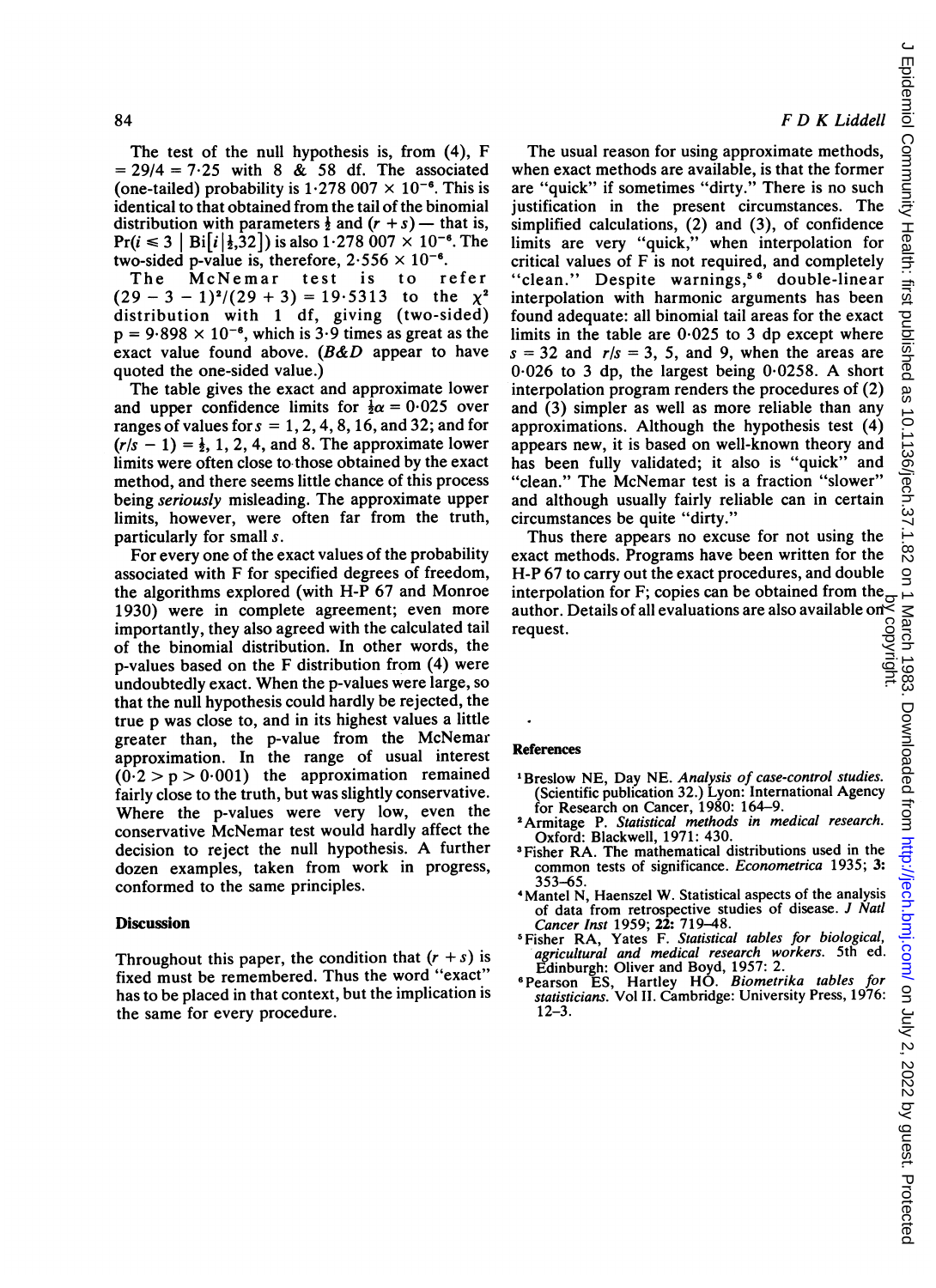The test of the null hypothesis is, from (4), $F = 29/4 = 7 \cdot 25$ with 8 & 58 df. The associated (one-tailed) probability is $1 \cdot 278\,007 \times 10^{-6}$. This is identical to that obtained from the tail of the binomial distribution with parameters $\frac{1}{2}$ and $(r+s)$ — that is, $\Pr(i \leqslant 3 \mid \mathrm{Bi}[i \mid \frac{1}{2}, 32])$ is also $1 \cdot 278\,007 \times 10^{-6}$. The two-sided p-value is, therefore, $2 \cdot 556 \times 10^{-6}$.

The McNemar test is to refer $(29 - 3 - 1)^2/(29 + 3) = 19 \cdot 5313$ to the $\chi^2$ distribution with 1 df, giving (two-sided) $p = 9 \cdot 898 \times 10^{-6}$, which is 3·9 times as great as the exact value found above. (*B&D* appear to have quoted the one-sided value.)

The table gives the exact and approximate lower and upper confidence limits for $\frac{1}{2}\alpha = 0 \cdot 025$ over ranges of values for $s = 1, 2, 4, 8, 16$, and 32; and for $(r/s - 1) = \frac{1}{2}, 1, 2, 4$, and 8. The approximate lower limits were often close to those obtained by the exact method, and there seems little chance of this process being *seriously* misleading. The approximate upper limits, however, were often far from the truth, particularly for small $s$.

For every one of the exact values of the probability associated with F for specified degrees of freedom, the algorithms explored (with H-P 67 and Monroe 1930) were in complete agreement; even more importantly, they also agreed with the calculated tail of the binomial distribution. In other words, the p-values based on the F distribution from (4) were undoubtedly exact. When the p-values were large, so that the null hypothesis could hardly be rejected, the true p was close to, and in its highest values a little greater than, the p-value from the McNemar approximation. In the range of usual interest $(0 \cdot 2 > p > 0 \cdot 001)$ the approximation remained fairly close to the truth, but was slightly conservative. Where the p-values were very low, even the conservative McNemar test would hardly affect the decision to reject the null hypothesis. A further dozen examples, taken from work in progress, conformed to the same principles.

## Discussion

Throughout this paper, the condition that $(r+s)$ is fixed must be remembered. Thus the word "exact" has to be placed in that context, but the implication is the same for every procedure.

The usual reason for using approximate methods, when exact methods are available, is that the former are "quick" if sometimes "dirty." There is no such justification in the present circumstances. The simplified calculations, (2) and (3), of confidence limits are very "quick," when interpolation for critical values of F is not required, and completely "clean." Despite warnings,[5,6] double-linear interpolation with harmonic arguments has been found adequate: all binomial tail areas for the exact limits in the table are 0·025 to 3 dp except where $s = 32$ and $r/s = 3$, 5, and 9, when the areas are 0·026 to 3 dp, the largest being 0·0258. A short interpolation program renders the procedures of (2) and (3) simpler as well as more reliable than any approximations. Although the hypothesis test (4) appears new, it is based on well-known theory and has been fully validated; it also is "quick" and "clean." The McNemar test is a fraction "slower" and although usually fairly reliable can in certain circumstances be quite "dirty."

Thus there appears no excuse for not using the exact methods. Programs have been written for the H-P 67 to carry out the exact procedures, and double interpolation for F; copies can be obtained from the author. Details of all evaluations are also available on request.

## References

1. Breslow NE, Day NE. *Analysis of case-control studies.* (Scientific publication 32.) Lyon: International Agency for Research on Cancer, 1980: 164–9.
2. Armitage P. *Statistical methods in medical research.* Oxford: Blackwell, 1971: 430.
3. Fisher RA. The mathematical distributions used in the common tests of significance. *Econometrica* 1935; **3:** 353–65.
4. Mantel N, Haenszel W. Statistical aspects of the analysis of data from retrospective studies of disease. *J Natl Cancer Inst* 1959; **22:** 719–48.
5. Fisher RA, Yates F. *Statistical tables for biological, agricultural and medical research workers.* 5th ed. Edinburgh: Oliver and Boyd, 1957: 2.
6. Pearson ES, Hartley HO. *Biometrika tables for statisticians.* Vol II. Cambridge: University Press, 1976: 12–3.